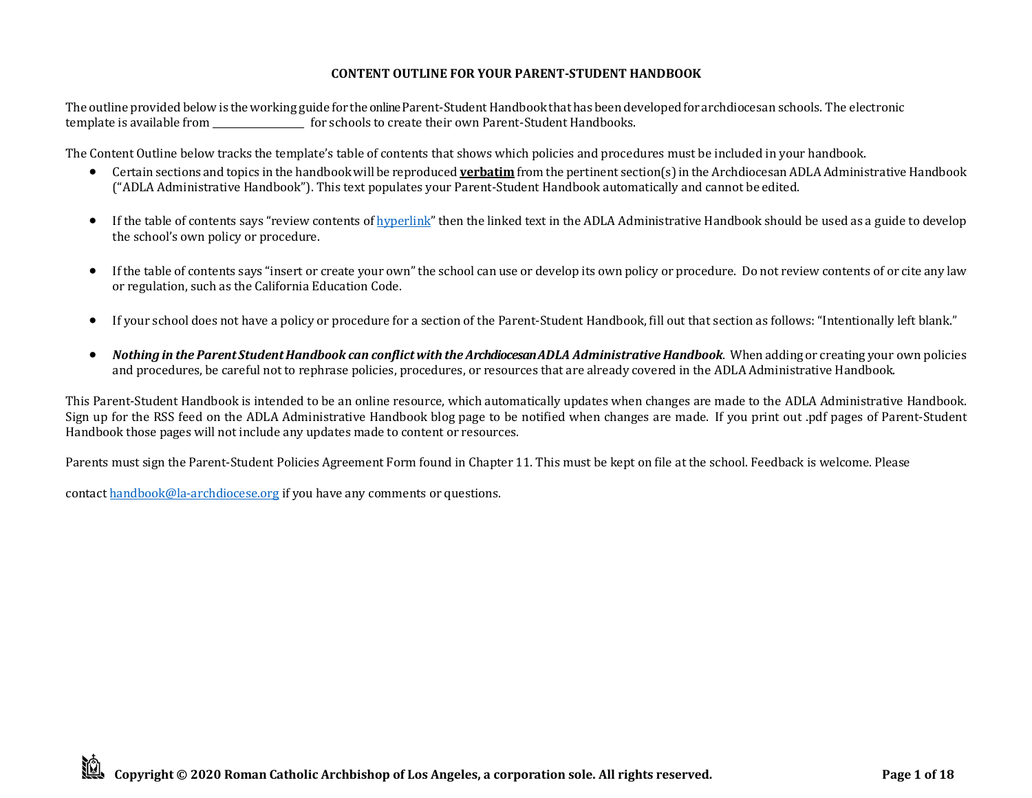# CONTENT OUTLINE FOR YOUR PARENT-STUDENT HANDBOOK

The outline provided below is the working guide for the online Parent-Student Handbook that has been developed for archdiocesan schools. The electronic template is available from ___________________ for schools to create their own Parent-Student Handbooks.

The Content Outline below tracks the template's table of contents that shows which policies and procedures must be included in your handbook.

- Certain sections and topics in the handbook will be reproduced **verbatim** from the pertinent section(s) in the Archdiocesan ADLA Administrative Handbook ("ADLA Administrative Handbook"). This text populates your Parent-Student Handbook automatically and cannot be edited.
- If the table of contents says "review contents of hyperlink" then the linked text in the ADLA Administrative Handbook should be used as a guide to develop the school's own policy or procedure.
- If the table of contents says "insert or create your own" the school can use or develop its own policy or procedure. Do not review contents of or cite any law or regulation, such as the California Education Code.
- If your school does not have a policy or procedure for a section of the Parent-Student Handbook, fill out that section as follows: "Intentionally left blank."
- ***Nothing in the Parent Student Handbook can conflict with the Archdiocesan ADLA Administrative Handbook***. When adding or creating your own policies and procedures, be careful not to rephrase policies, procedures, or resources that are already covered in the ADLA Administrative Handbook.

This Parent-Student Handbook is intended to be an online resource, which automatically updates when changes are made to the ADLA Administrative Handbook. Sign up for the RSS feed on the ADLA Administrative Handbook blog page to be notified when changes are made. If you print out .pdf pages of Parent-Student Handbook those pages will not include any updates made to content or resources.

Parents must sign the Parent-Student Policies Agreement Form found in Chapter 11. This must be kept on file at the school. Feedback is welcome. Please

contact handbook@la-archdiocese.org if you have any comments or questions.

**Copyright © 2020 Roman Catholic Archbishop of Los Angeles, a corporation sole. All rights reserved.**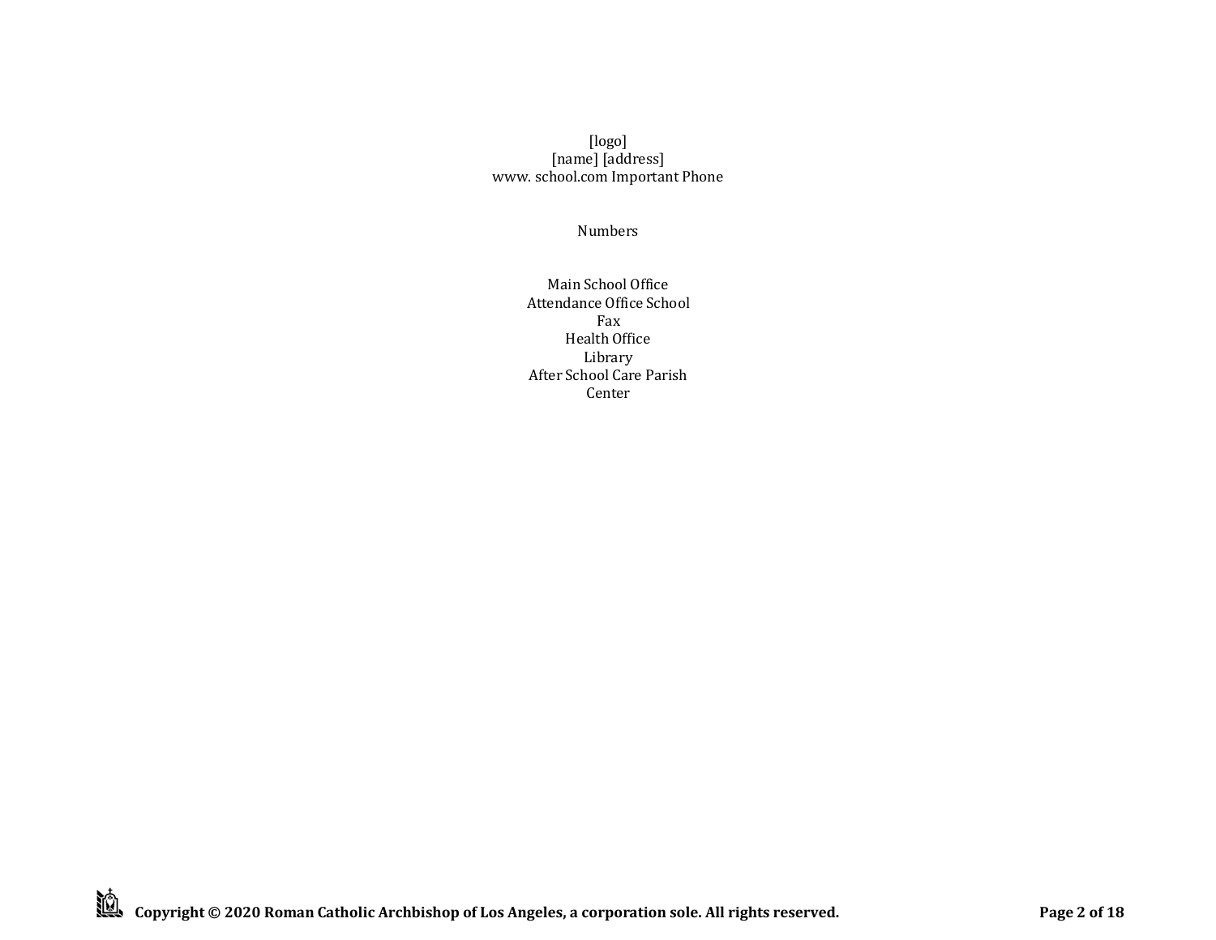[logo]
[name] [address]
www. school.com Important Phone

Numbers

Main School Office
Attendance Office School
Fax
Health Office
Library
After School Care Parish
Center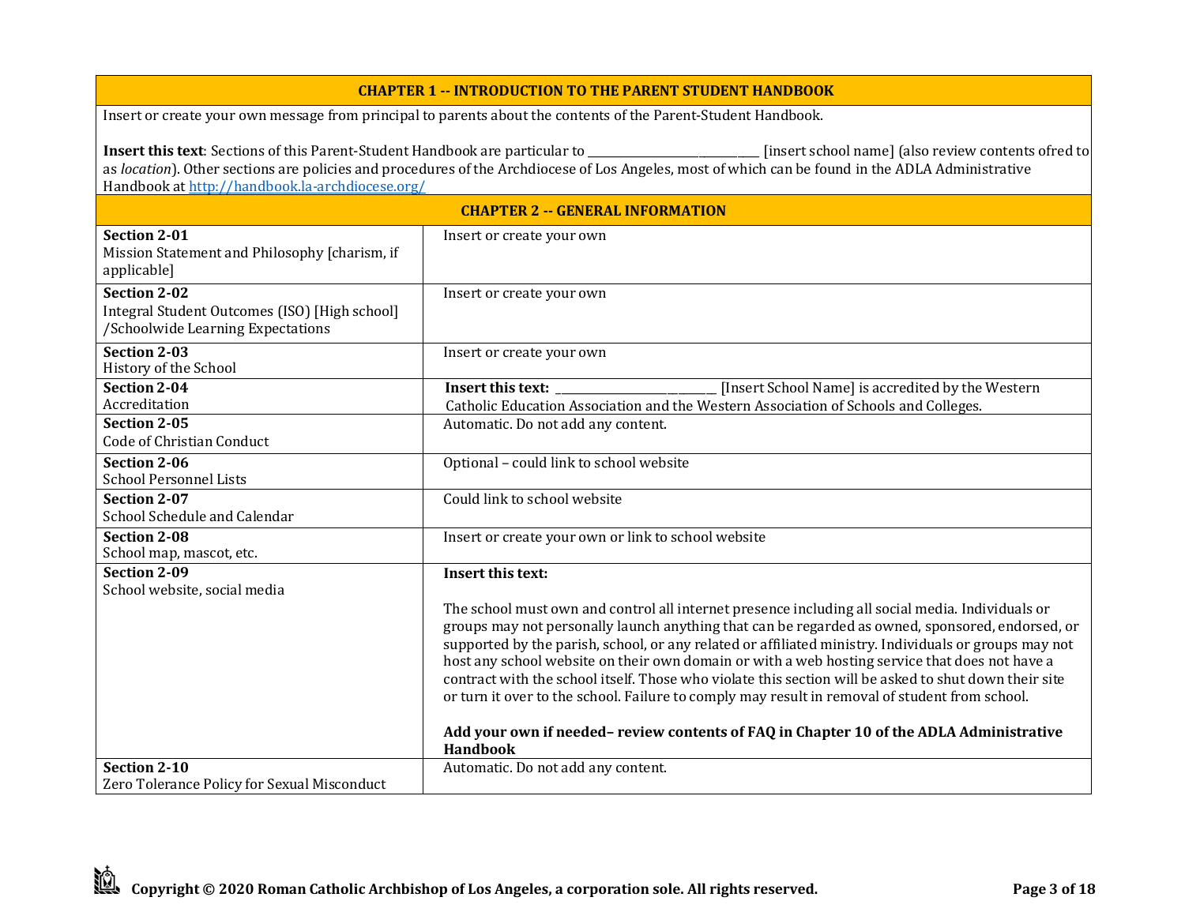## CHAPTER 1 -- INTRODUCTION TO THE PARENT STUDENT HANDBOOK

Insert or create your own message from principal to parents about the contents of the Parent-Student Handbook.

**Insert this text**: Sections of this Parent-Student Handbook are particular to ____________________________ [insert school name] (also review contents ofred to as *location*). Other sections are policies and procedures of the Archdiocese of Los Angeles, most of which can be found in the ADLA Administrative Handbook at http://handbook.la-archdiocese.org/

## CHAPTER 2 -- GENERAL INFORMATION

| Section | Content |
|---|---|
| **Section 2-01** Mission Statement and Philosophy [charism, if applicable] | Insert or create your own |
| **Section 2-02** Integral Student Outcomes (ISO) [High school] /Schoolwide Learning Expectations | Insert or create your own |
| **Section 2-03** History of the School | Insert or create your own |
| **Section 2-04** Accreditation | **Insert this text:** __________________________ [Insert School Name] is accredited by the Western Catholic Education Association and the Western Association of Schools and Colleges. |
| **Section 2-05** Code of Christian Conduct | Automatic. Do not add any content. |
| **Section 2-06** School Personnel Lists | Optional – could link to school website |
| **Section 2-07** School Schedule and Calendar | Could link to school website |
| **Section 2-08** School map, mascot, etc. | Insert or create your own or link to school website |
| **Section 2-09** School website, social media | **Insert this text:** The school must own and control all internet presence including all social media. Individuals or groups may not personally launch anything that can be regarded as owned, sponsored, endorsed, or supported by the parish, school, or any related or affiliated ministry. Individuals or groups may not host any school website on their own domain or with a web hosting service that does not have a contract with the school itself. Those who violate this section will be asked to shut down their site or turn it over to the school. Failure to comply may result in removal of student from school. **Add your own if needed– review contents of FAQ in Chapter 10 of the ADLA Administrative Handbook** |
| **Section 2-10** Zero Tolerance Policy for Sexual Misconduct | Automatic. Do not add any content. |

Copyright © 2020 Roman Catholic Archbishop of Los Angeles, a corporation sole. All rights reserved.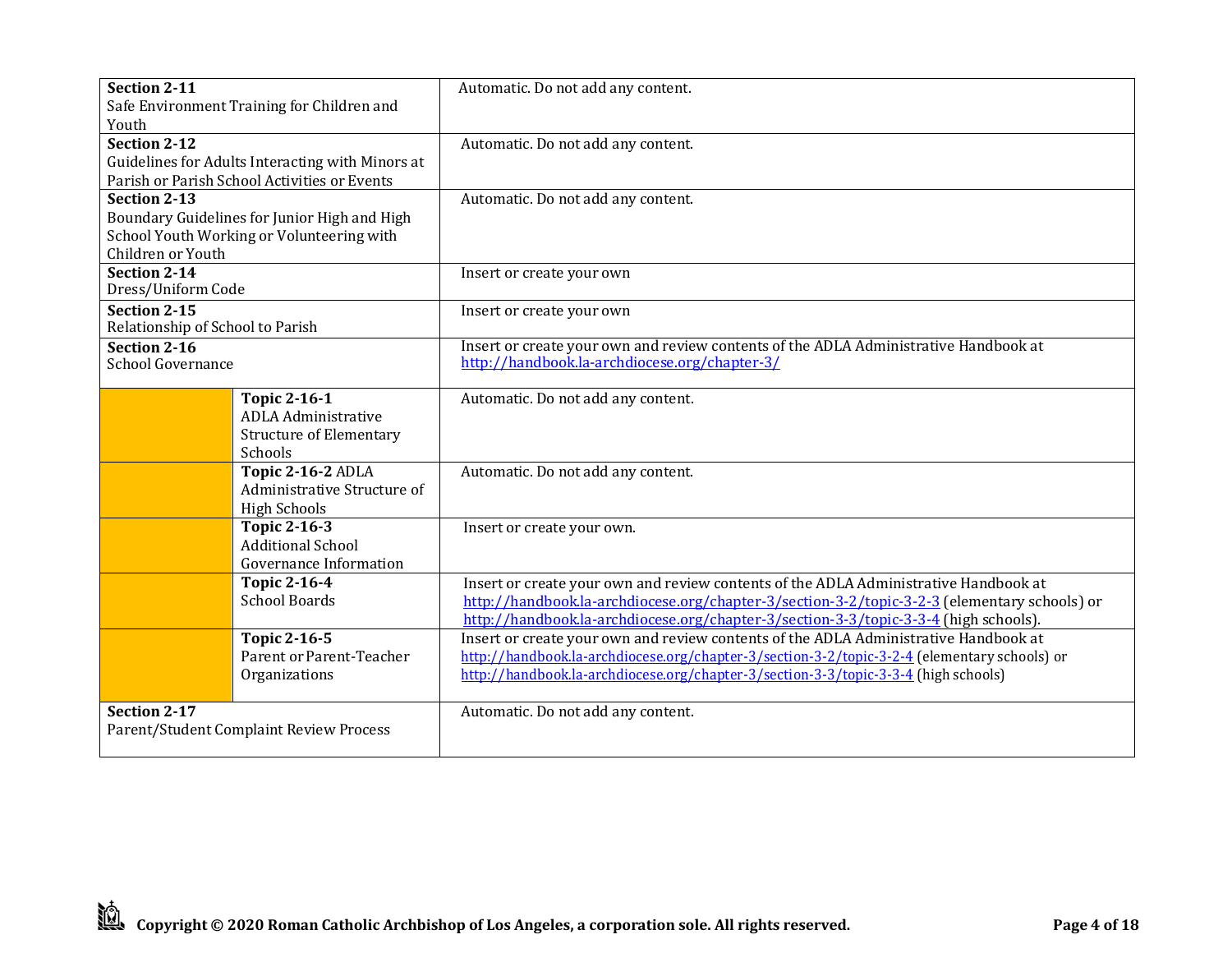| Section / Topic | | Instructions |
|---|---|---|
| **Section 2-11** Safe Environment Training for Children and Youth | | Automatic. Do not add any content. |
| **Section 2-12** Guidelines for Adults Interacting with Minors at Parish or Parish School Activities or Events | | Automatic. Do not add any content. |
| **Section 2-13** Boundary Guidelines for Junior High and High School Youth Working or Volunteering with Children or Youth | | Automatic. Do not add any content. |
| **Section 2-14** Dress/Uniform Code | | Insert or create your own |
| **Section 2-15** Relationship of School to Parish | | Insert or create your own |
| **Section 2-16** School Governance | | Insert or create your own and review contents of the ADLA Administrative Handbook at http://handbook.la-archdiocese.org/chapter-3/ |
| | **Topic 2-16-1** ADLA Administrative Structure of Elementary Schools | Automatic. Do not add any content. |
| | **Topic 2-16-2** ADLA Administrative Structure of High Schools | Automatic. Do not add any content. |
| | **Topic 2-16-3** Additional School Governance Information | Insert or create your own. |
| | **Topic 2-16-4** School Boards | Insert or create your own and review contents of the ADLA Administrative Handbook at http://handbook.la-archdiocese.org/chapter-3/section-3-2/topic-3-2-3 (elementary schools) or http://handbook.la-archdiocese.org/chapter-3/section-3-3/topic-3-3-4 (high schools). |
| | **Topic 2-16-5** Parent or Parent-Teacher Organizations | Insert or create your own and review contents of the ADLA Administrative Handbook at http://handbook.la-archdiocese.org/chapter-3/section-3-2/topic-3-2-4 (elementary schools) or http://handbook.la-archdiocese.org/chapter-3/section-3-3/topic-3-3-4 (high schools) |
| **Section 2-17** Parent/Student Complaint Review Process | | Automatic. Do not add any content. |

**Copyright © 2020 Roman Catholic Archbishop of Los Angeles, a corporation sole. All rights reserved.**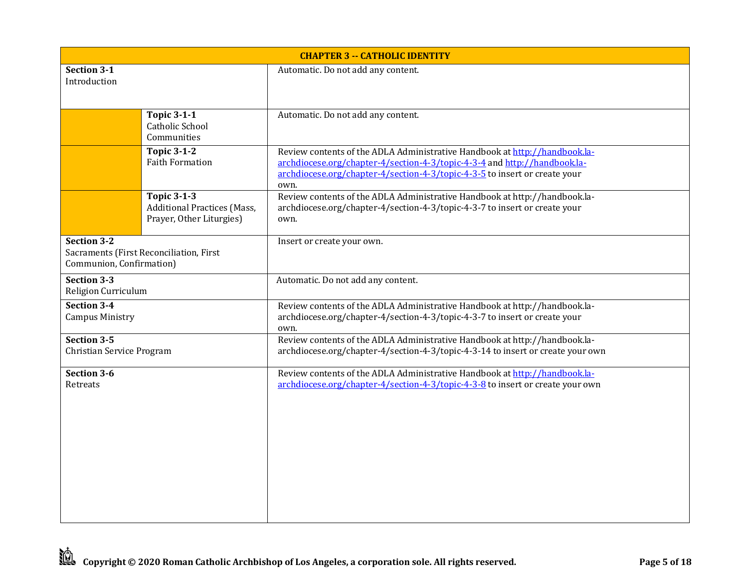| CHAPTER 3 -- CATHOLIC IDENTITY | | |
|---|---|---|
| **Section 3-1** Introduction | | Automatic. Do not add any content. |
| | **Topic 3-1-1** Catholic School Communities | Automatic. Do not add any content. |
| | **Topic 3-1-2** Faith Formation | Review contents of the ADLA Administrative Handbook at http://handbook.la-archdiocese.org/chapter-4/section-4-3/topic-4-3-4 and http://handbook.la-archdiocese.org/chapter-4/section-4-3/topic-4-3-5 to insert or create your own. |
| | **Topic 3-1-3** Additional Practices (Mass, Prayer, Other Liturgies) | Review contents of the ADLA Administrative Handbook at http://handbook.la-archdiocese.org/chapter-4/section-4-3/topic-4-3-7 to insert or create your own. |
| **Section 3-2** Sacraments (First Reconciliation, First Communion, Confirmation) | | Insert or create your own. |
| **Section 3-3** Religion Curriculum | | Automatic. Do not add any content. |
| **Section 3-4** Campus Ministry | | Review contents of the ADLA Administrative Handbook at http://handbook.la-archdiocese.org/chapter-4/section-4-3/topic-4-3-7 to insert or create your own. |
| **Section 3-5** Christian Service Program | | Review contents of the ADLA Administrative Handbook at http://handbook.la-archdiocese.org/chapter-4/section-4-3/topic-4-3-14 to insert or create your own |
| **Section 3-6** Retreats | | Review contents of the ADLA Administrative Handbook at http://handbook.la-archdiocese.org/chapter-4/section-4-3/topic-4-3-8 to insert or create your own |

**Copyright © 2020 Roman Catholic Archbishop of Los Angeles, a corporation sole. All rights reserved.**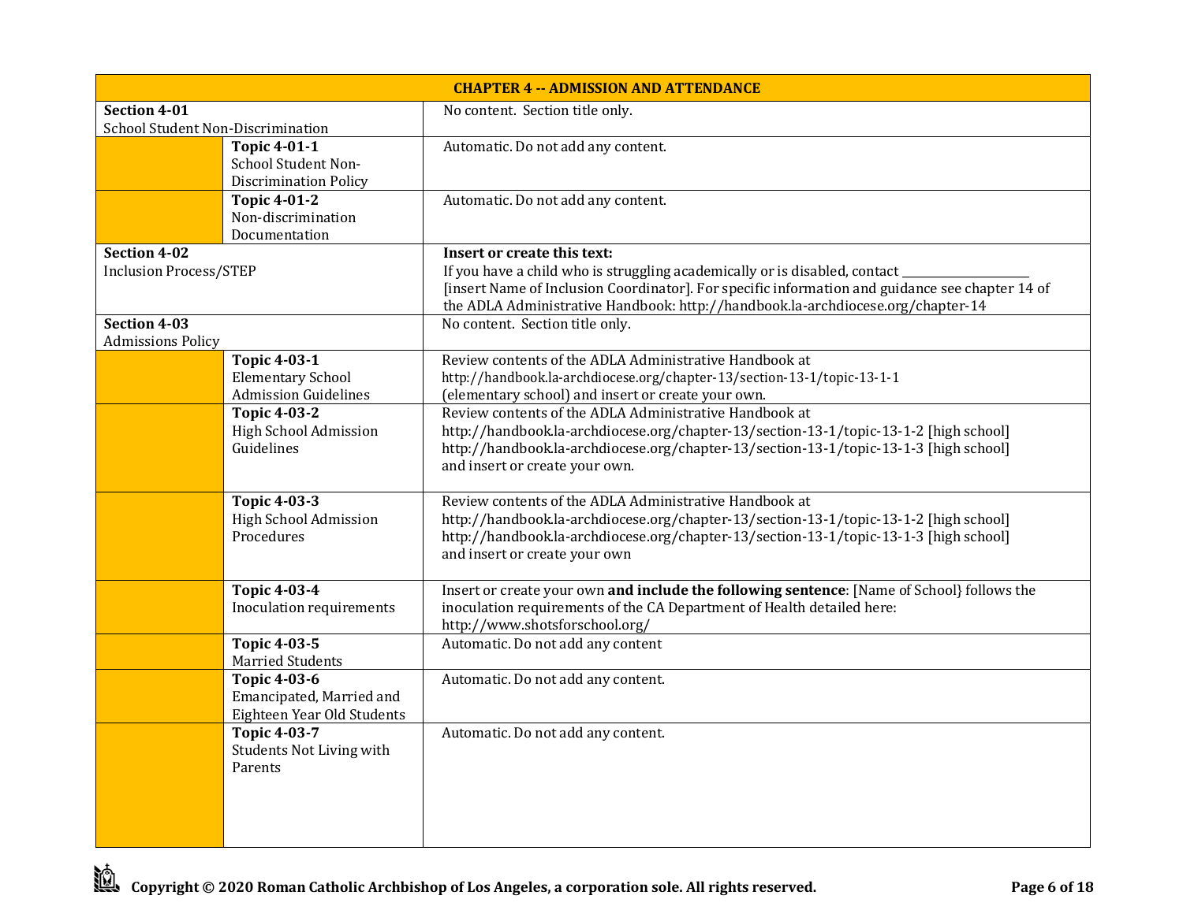| CHAPTER 4 -- ADMISSION AND ATTENDANCE | | |
|---|---|---|
| **Section 4-01** School Student Non-Discrimination | | No content. Section title only. |
| | **Topic 4-01-1** School Student Non-Discrimination Policy | Automatic. Do not add any content. |
| | **Topic 4-01-2** Non-discrimination Documentation | Automatic. Do not add any content. |
| **Section 4-02** Inclusion Process/STEP | | **Insert or create this text:** If you have a child who is struggling academically or is disabled, contact ____________________ [insert Name of Inclusion Coordinator]. For specific information and guidance see chapter 14 of the ADLA Administrative Handbook: http://handbook.la-archdiocese.org/chapter-14 |
| **Section 4-03** Admissions Policy | | No content. Section title only. |
| | **Topic 4-03-1** Elementary School Admission Guidelines | Review contents of the ADLA Administrative Handbook at http://handbook.la-archdiocese.org/chapter-13/section-13-1/topic-13-1-1 (elementary school) and insert or create your own. |
| | **Topic 4-03-2** High School Admission Guidelines | Review contents of the ADLA Administrative Handbook at http://handbook.la-archdiocese.org/chapter-13/section-13-1/topic-13-1-2 [high school] http://handbook.la-archdiocese.org/chapter-13/section-13-1/topic-13-1-3 [high school] and insert or create your own. |
| | **Topic 4-03-3** High School Admission Procedures | Review contents of the ADLA Administrative Handbook at http://handbook.la-archdiocese.org/chapter-13/section-13-1/topic-13-1-2 [high school] http://handbook.la-archdiocese.org/chapter-13/section-13-1/topic-13-1-3 [high school] and insert or create your own |
| | **Topic 4-03-4** Inoculation requirements | Insert or create your own **and include the following sentence**: [Name of School} follows the inoculation requirements of the CA Department of Health detailed here: http://www.shotsforschool.org/ |
| | **Topic 4-03-5** Married Students | Automatic. Do not add any content |
| | **Topic 4-03-6** Emancipated, Married and Eighteen Year Old Students | Automatic. Do not add any content. |
| | **Topic 4-03-7** Students Not Living with Parents | Automatic. Do not add any content. |

**Copyright © 2020 Roman Catholic Archbishop of Los Angeles, a corporation sole. All rights reserved.**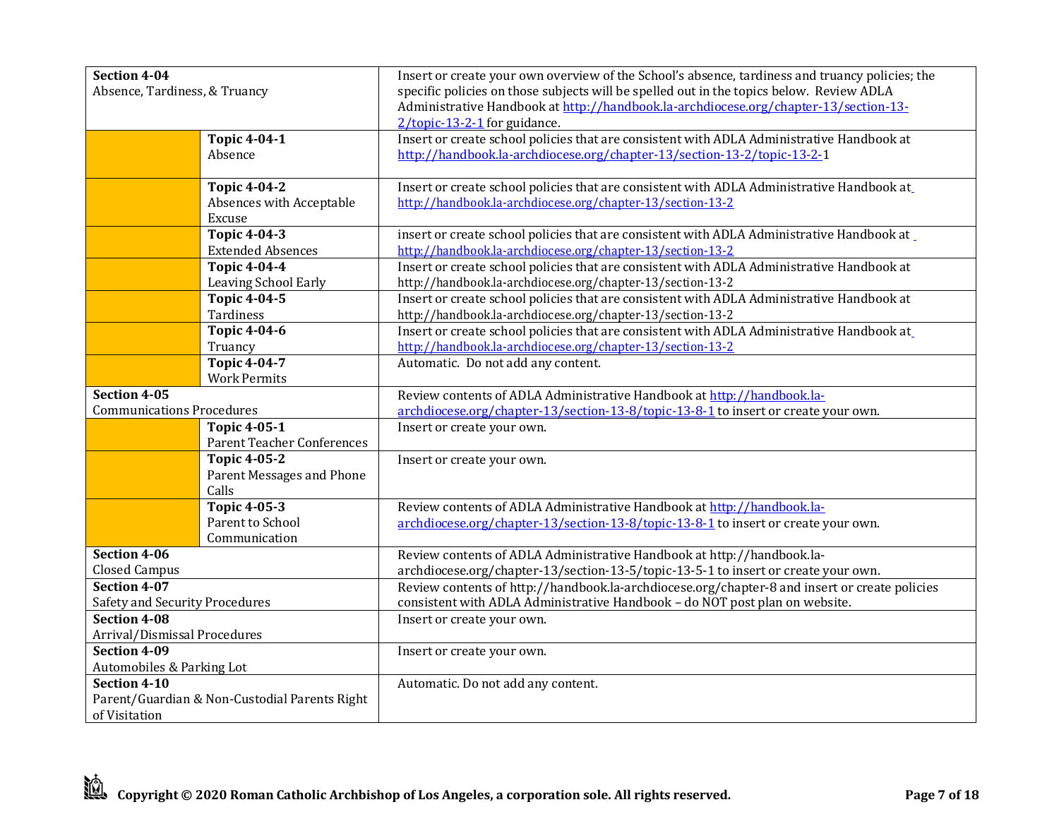| Section/Topic | | Guidance |
|---|---|---|
| **Section 4-04** Absence, Tardiness, & Truancy | | Insert or create your own overview of the School's absence, tardiness and truancy policies; the specific policies on those subjects will be spelled out in the topics below. Review ADLA Administrative Handbook at http://handbook.la-archdiocese.org/chapter-13/section-13-2/topic-13-2-1 for guidance. |
| | **Topic 4-04-1** Absence | Insert or create school policies that are consistent with ADLA Administrative Handbook at http://handbook.la-archdiocese.org/chapter-13/section-13-2/topic-13-2-1 |
| | **Topic 4-04-2** Absences with Acceptable Excuse | Insert or create school policies that are consistent with ADLA Administrative Handbook at http://handbook.la-archdiocese.org/chapter-13/section-13-2 |
| | **Topic 4-04-3** Extended Absences | insert or create school policies that are consistent with ADLA Administrative Handbook at http://handbook.la-archdiocese.org/chapter-13/section-13-2 |
| | **Topic 4-04-4** Leaving School Early | Insert or create school policies that are consistent with ADLA Administrative Handbook at http://handbook.la-archdiocese.org/chapter-13/section-13-2 |
| | **Topic 4-04-5** Tardiness | Insert or create school policies that are consistent with ADLA Administrative Handbook at http://handbook.la-archdiocese.org/chapter-13/section-13-2 |
| | **Topic 4-04-6** Truancy | Insert or create school policies that are consistent with ADLA Administrative Handbook at http://handbook.la-archdiocese.org/chapter-13/section-13-2 |
| | **Topic 4-04-7** Work Permits | Automatic. Do not add any content. |
| **Section 4-05** Communications Procedures | | Review contents of ADLA Administrative Handbook at http://handbook.la-archdiocese.org/chapter-13/section-13-8/topic-13-8-1 to insert or create your own. |
| | **Topic 4-05-1** Parent Teacher Conferences | Insert or create your own. |
| | **Topic 4-05-2** Parent Messages and Phone Calls | Insert or create your own. |
| | **Topic 4-05-3** Parent to School Communication | Review contents of ADLA Administrative Handbook at http://handbook.la-archdiocese.org/chapter-13/section-13-8/topic-13-8-1 to insert or create your own. |
| **Section 4-06** Closed Campus | | Review contents of ADLA Administrative Handbook at http://handbook.la-archdiocese.org/chapter-13/section-13-5/topic-13-5-1 to insert or create your own. |
| **Section 4-07** Safety and Security Procedures | | Review contents of http://handbook.la-archdiocese.org/chapter-8 and insert or create policies consistent with ADLA Administrative Handbook – do NOT post plan on website. |
| **Section 4-08** Arrival/Dismissal Procedures | | Insert or create your own. |
| **Section 4-09** Automobiles & Parking Lot | | Insert or create your own. |
| **Section 4-10** Parent/Guardian & Non-Custodial Parents Right of Visitation | | Automatic. Do not add any content. |

**Copyright © 2020 Roman Catholic Archbishop of Los Angeles, a corporation sole. All rights reserved.**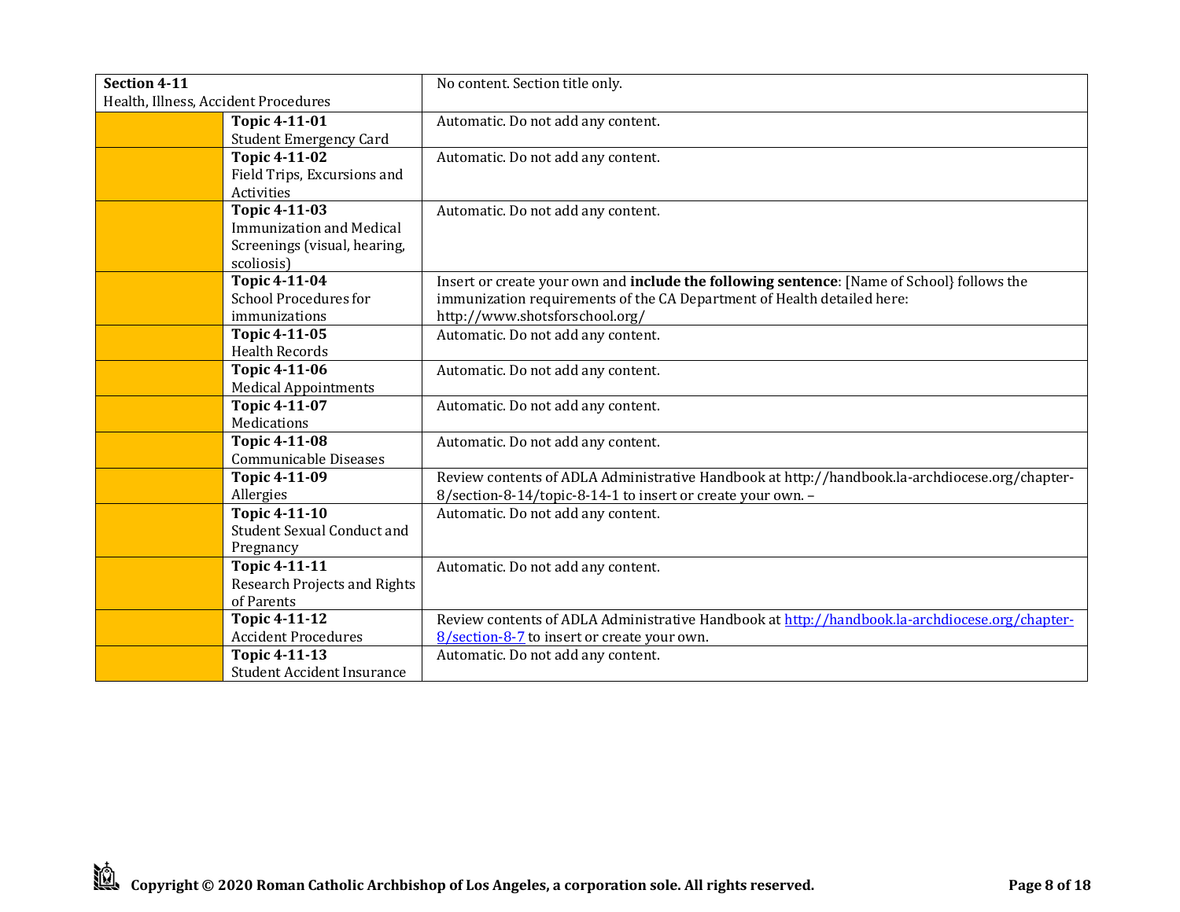| Section / Topic | | Instructions |
|---|---|---|
| **Section 4-11** Health, Illness, Accident Procedures | | No content. Section title only. |
| | **Topic 4-11-01** Student Emergency Card | Automatic. Do not add any content. |
| | **Topic 4-11-02** Field Trips, Excursions and Activities | Automatic. Do not add any content. |
| | **Topic 4-11-03** Immunization and Medical Screenings (visual, hearing, scoliosis) | Automatic. Do not add any content. |
| | **Topic 4-11-04** School Procedures for immunizations | Insert or create your own and **include the following sentence**: [Name of School} follows the immunization requirements of the CA Department of Health detailed here: http://www.shotsforschool.org/ |
| | **Topic 4-11-05** Health Records | Automatic. Do not add any content. |
| | **Topic 4-11-06** Medical Appointments | Automatic. Do not add any content. |
| | **Topic 4-11-07** Medications | Automatic. Do not add any content. |
| | **Topic 4-11-08** Communicable Diseases | Automatic. Do not add any content. |
| | **Topic 4-11-09** Allergies | Review contents of ADLA Administrative Handbook at http://handbook.la-archdiocese.org/chapter-8/section-8-14/topic-8-14-1 to insert or create your own. – |
| | **Topic 4-11-10** Student Sexual Conduct and Pregnancy | Automatic. Do not add any content. |
| | **Topic 4-11-11** Research Projects and Rights of Parents | Automatic. Do not add any content. |
| | **Topic 4-11-12** Accident Procedures | Review contents of ADLA Administrative Handbook at [http://handbook.la-archdiocese.org/chapter-8/section-8-7](http://handbook.la-archdiocese.org/chapter-8/section-8-7) to insert or create your own. |
| | **Topic 4-11-13** Student Accident Insurance | Automatic. Do not add any content. |

**Copyright © 2020 Roman Catholic Archbishop of Los Angeles, a corporation sole. All rights reserved.**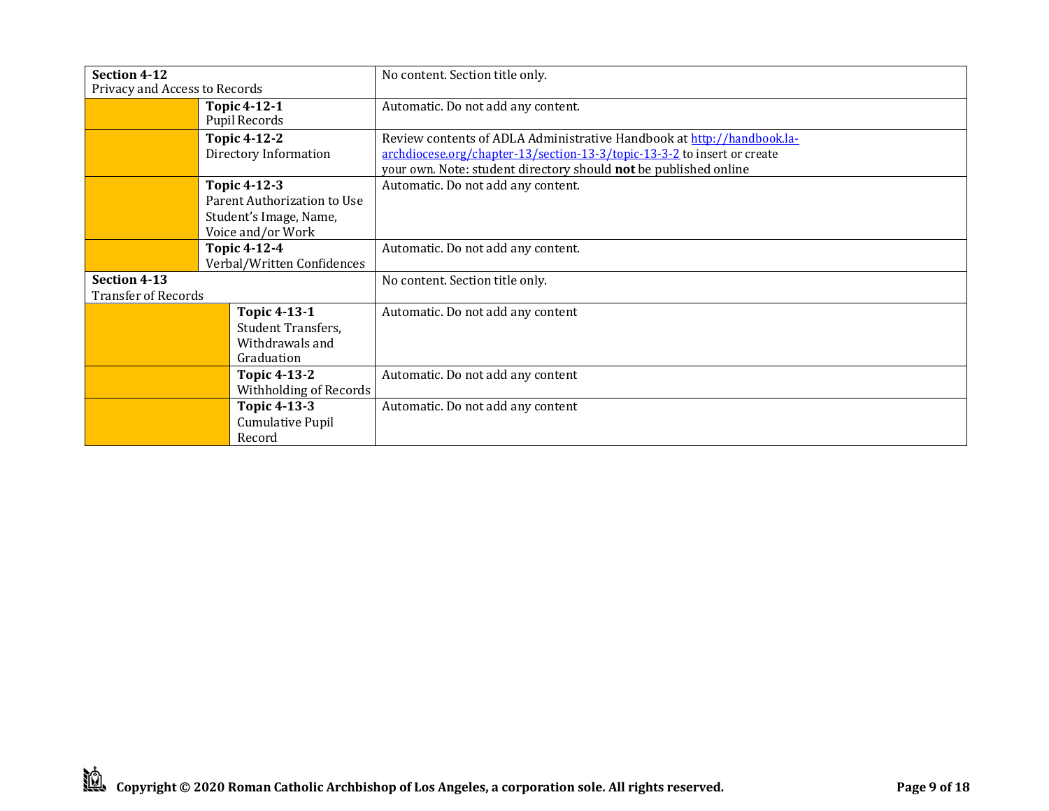| | | |
|---|---|---|
| **Section 4-12**<br>Privacy and Access to Records | | No content. Section title only. |
| | **Topic 4-12-1**<br>Pupil Records | Automatic. Do not add any content. |
| | **Topic 4-12-2**<br>Directory Information | Review contents of ADLA Administrative Handbook at [http://handbook.la-archdiocese.org/chapter-13/section-13-3/topic-13-3-2](http://handbook.la-archdiocese.org/chapter-13/section-13-3/topic-13-3-2) to insert or create your own. Note: student directory should **not** be published online |
| | **Topic 4-12-3**<br>Parent Authorization to Use Student's Image, Name, Voice and/or Work | Automatic. Do not add any content. |
| | **Topic 4-12-4**<br>Verbal/Written Confidences | Automatic. Do not add any content. |
| **Section 4-13**<br>Transfer of Records | | No content. Section title only. |
| | **Topic 4-13-1**<br>Student Transfers, Withdrawals and Graduation | Automatic. Do not add any content |
| | **Topic 4-13-2**<br>Withholding of Records | Automatic. Do not add any content |
| | **Topic 4-13-3**<br>Cumulative Pupil Record | Automatic. Do not add any content |

**Copyright © 2020 Roman Catholic Archbishop of Los Angeles, a corporation sole. All rights reserved.**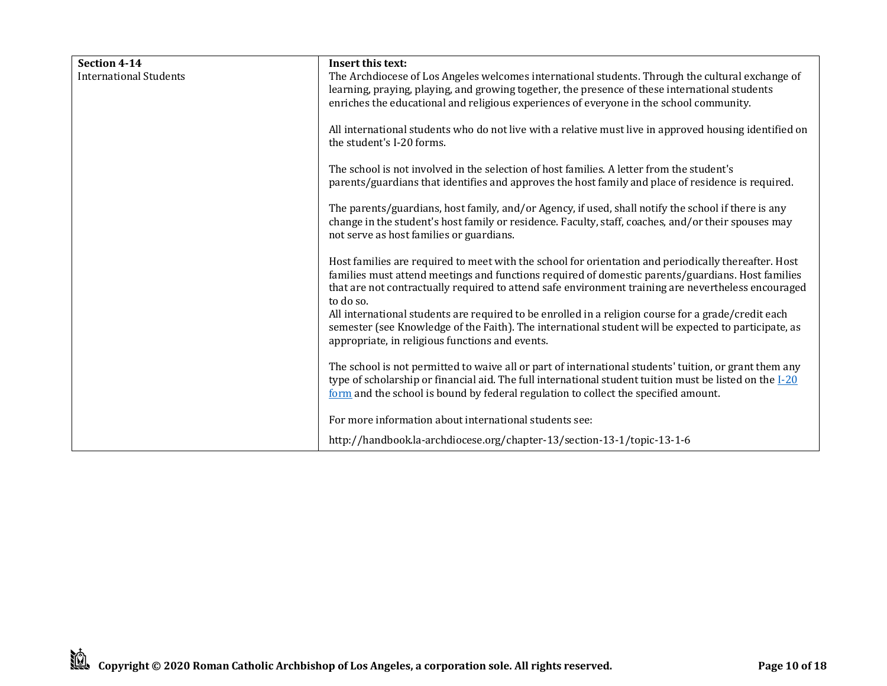| **Section 4-14**<br>International Students | **Insert this text:**<br>The Archdiocese of Los Angeles welcomes international students. Through the cultural exchange of learning, praying, playing, and growing together, the presence of these international students enriches the educational and religious experiences of everyone in the school community.<br><br>All international students who do not live with a relative must live in approved housing identified on the student's I-20 forms.<br><br>The school is not involved in the selection of host families. A letter from the student's parents/guardians that identifies and approves the host family and place of residence is required.<br><br>The parents/guardians, host family, and/or Agency, if used, shall notify the school if there is any change in the student's host family or residence. Faculty, staff, coaches, and/or their spouses may not serve as host families or guardians.<br><br>Host families are required to meet with the school for orientation and periodically thereafter. Host families must attend meetings and functions required of domestic parents/guardians. Host families that are not contractually required to attend safe environment training are nevertheless encouraged to do so.<br>All international students are required to be enrolled in a religion course for a grade/credit each semester (see Knowledge of the Faith). The international student will be expected to participate, as appropriate, in religious functions and events.<br><br>The school is not permitted to waive all or part of international students' tuition, or grant them any type of scholarship or financial aid. The full international student tuition must be listed on the I-20 form and the school is bound by federal regulation to collect the specified amount.<br><br>For more information about international students see:<br><br>http://handbook.la-archdiocese.org/chapter-13/section-13-1/topic-13-1-6 |
|---|---|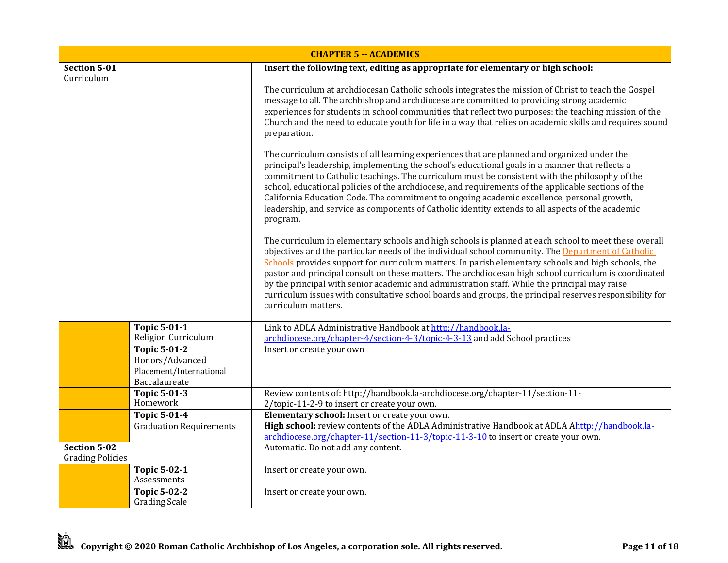| CHAPTER 5 -- ACADEMICS | | |
|---|---|---|
| **Section 5-01**<br>Curriculum | | **Insert the following text, editing as appropriate for elementary or high school:**<br><br>The curriculum at archdiocesan Catholic schools integrates the mission of Christ to teach the Gospel message to all. The archbishop and archdiocese are committed to providing strong academic experiences for students in school communities that reflect two purposes: the teaching mission of the Church and the need to educate youth for life in a way that relies on academic skills and requires sound preparation.<br><br>The curriculum consists of all learning experiences that are planned and organized under the principal's leadership, implementing the school's educational goals in a manner that reflects a commitment to Catholic teachings. The curriculum must be consistent with the philosophy of the school, educational policies of the archdiocese, and requirements of the applicable sections of the California Education Code. The commitment to ongoing academic excellence, personal growth, leadership, and service as components of Catholic identity extends to all aspects of the academic program.<br><br>The curriculum in elementary schools and high schools is planned at each school to meet these overall objectives and the particular needs of the individual school community. The Department of Catholic Schools provides support for curriculum matters. In parish elementary schools and high schools, the pastor and principal consult on these matters. The archdiocesan high school curriculum is coordinated by the principal with senior academic and administration staff. While the principal may raise curriculum issues with consultative school boards and groups, the principal reserves responsibility for curriculum matters. |
| | **Topic 5-01-1**<br>Religion Curriculum | Link to ADLA Administrative Handbook at http://handbook.la-archdiocese.org/chapter-4/section-4-3/topic-4-3-13 and add School practices |
| | **Topic 5-01-2**<br>Honors/Advanced Placement/International Baccalaureate | Insert or create your own |
| | **Topic 5-01-3**<br>Homework | Review contents of: http://handbook.la-archdiocese.org/chapter-11/section-11-2/topic-11-2-9 to insert or create your own. |
| | **Topic 5-01-4**<br>Graduation Requirements | **Elementary school:** Insert or create your own.<br>**High school:** review contents of the ADLA Administrative Handbook at ADLA Ahttp://handbook.la-archdiocese.org/chapter-11/section-11-3/topic-11-3-10 to insert or create your own. |
| **Section 5-02**<br>Grading Policies | | Automatic. Do not add any content. |
| | **Topic 5-02-1**<br>Assessments | Insert or create your own. |
| | **Topic 5-02-2**<br>Grading Scale | Insert or create your own. |

**Copyright © 2020 Roman Catholic Archbishop of Los Angeles, a corporation sole. All rights reserved.**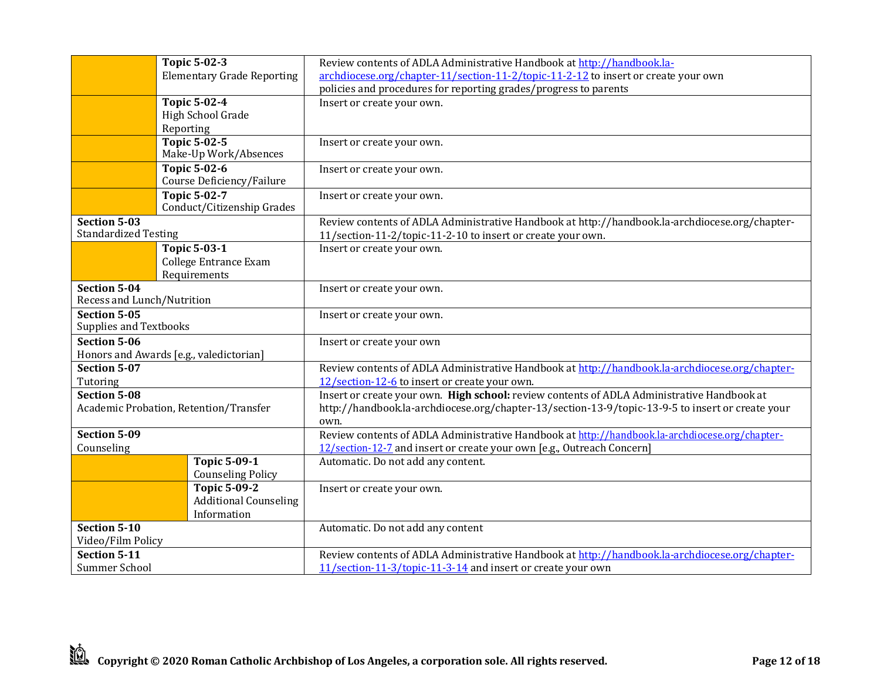| | | |
|---|---|---|
| | **Topic 5-02-3** Elementary Grade Reporting | Review contents of ADLA Administrative Handbook at http://handbook.la-archdiocese.org/chapter-11/section-11-2/topic-11-2-12 to insert or create your own policies and procedures for reporting grades/progress to parents |
| | **Topic 5-02-4** High School Grade Reporting | Insert or create your own. |
| | **Topic 5-02-5** Make-Up Work/Absences | Insert or create your own. |
| | **Topic 5-02-6** Course Deficiency/Failure | Insert or create your own. |
| | **Topic 5-02-7** Conduct/Citizenship Grades | Insert or create your own. |
| **Section 5-03** Standardized Testing | | Review contents of ADLA Administrative Handbook at http://handbook.la-archdiocese.org/chapter-11/section-11-2/topic-11-2-10 to insert or create your own. |
| | **Topic 5-03-1** College Entrance Exam Requirements | Insert or create your own. |
| **Section 5-04** Recess and Lunch/Nutrition | | Insert or create your own. |
| **Section 5-05** Supplies and Textbooks | | Insert or create your own. |
| **Section 5-06** Honors and Awards [e.g., valedictorian] | | Insert or create your own |
| **Section 5-07** Tutoring | | Review contents of ADLA Administrative Handbook at http://handbook.la-archdiocese.org/chapter-12/section-12-6 to insert or create your own. |
| **Section 5-08** Academic Probation, Retention/Transfer | | Insert or create your own. **High school:** review contents of ADLA Administrative Handbook at http://handbook.la-archdiocese.org/chapter-13/section-13-9/topic-13-9-5 to insert or create your own. |
| **Section 5-09** Counseling | | Review contents of ADLA Administrative Handbook at http://handbook.la-archdiocese.org/chapter-12/section-12-7 and insert or create your own [e.g., Outreach Concern] |
| | **Topic 5-09-1** Counseling Policy | Automatic. Do not add any content. |
| | **Topic 5-09-2** Additional Counseling Information | Insert or create your own. |
| **Section 5-10** Video/Film Policy | | Automatic. Do not add any content |
| **Section 5-11** Summer School | | Review contents of ADLA Administrative Handbook at http://handbook.la-archdiocese.org/chapter-11/section-11-3/topic-11-3-14 and insert or create your own |

**Copyright © 2020 Roman Catholic Archbishop of Los Angeles, a corporation sole. All rights reserved.**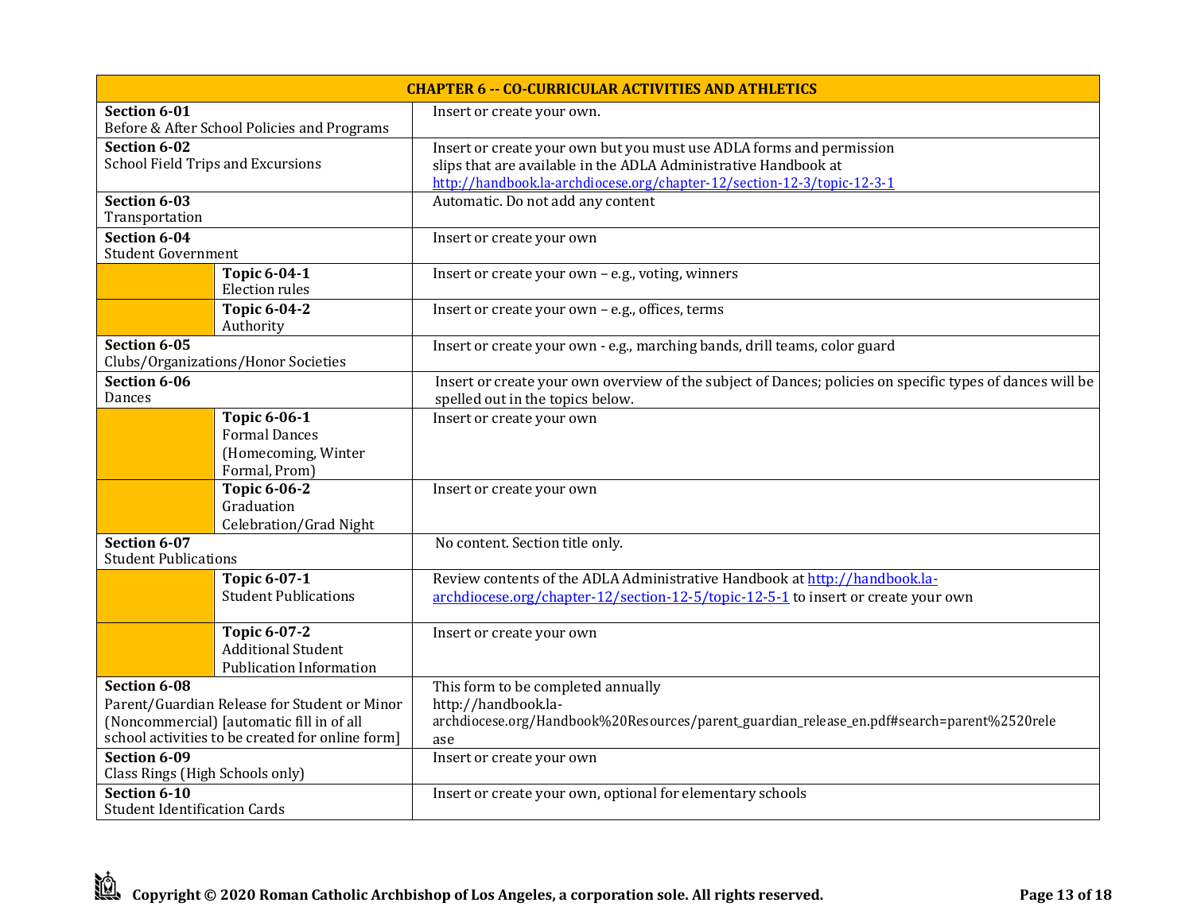| CHAPTER 6 -- CO-CURRICULAR ACTIVITIES AND ATHLETICS | | |
|---|---|---|
| **Section 6-01** Before & After School Policies and Programs | | Insert or create your own. |
| **Section 6-02** School Field Trips and Excursions | | Insert or create your own but you must use ADLA forms and permission slips that are available in the ADLA Administrative Handbook at http://handbook.la-archdiocese.org/chapter-12/section-12-3/topic-12-3-1 |
| **Section 6-03** Transportation | | Automatic. Do not add any content |
| **Section 6-04** Student Government | | Insert or create your own |
| | **Topic 6-04-1** Election rules | Insert or create your own – e.g., voting, winners |
| | **Topic 6-04-2** Authority | Insert or create your own – e.g., offices, terms |
| **Section 6-05** Clubs/Organizations/Honor Societies | | Insert or create your own - e.g., marching bands, drill teams, color guard |
| **Section 6-06** Dances | | Insert or create your own overview of the subject of Dances; policies on specific types of dances will be spelled out in the topics below. |
| | **Topic 6-06-1** Formal Dances (Homecoming, Winter Formal, Prom) | Insert or create your own |
| | **Topic 6-06-2** Graduation Celebration/Grad Night | Insert or create your own |
| **Section 6-07** Student Publications | | No content. Section title only. |
| | **Topic 6-07-1** Student Publications | Review contents of the ADLA Administrative Handbook at http://handbook.la-archdiocese.org/chapter-12/section-12-5/topic-12-5-1 to insert or create your own |
| | **Topic 6-07-2** Additional Student Publication Information | Insert or create your own |
| **Section 6-08** Parent/Guardian Release for Student or Minor (Noncommercial) [automatic fill in of all school activities to be created for online form] | | This form to be completed annually http://handbook.la-archdiocese.org/Handbook%20Resources/parent_guardian_release_en.pdf#search=parent%2520release |
| **Section 6-09** Class Rings (High Schools only) | | Insert or create your own |
| **Section 6-10** Student Identification Cards | | Insert or create your own, optional for elementary schools |

**Copyright © 2020 Roman Catholic Archbishop of Los Angeles, a corporation sole. All rights reserved.**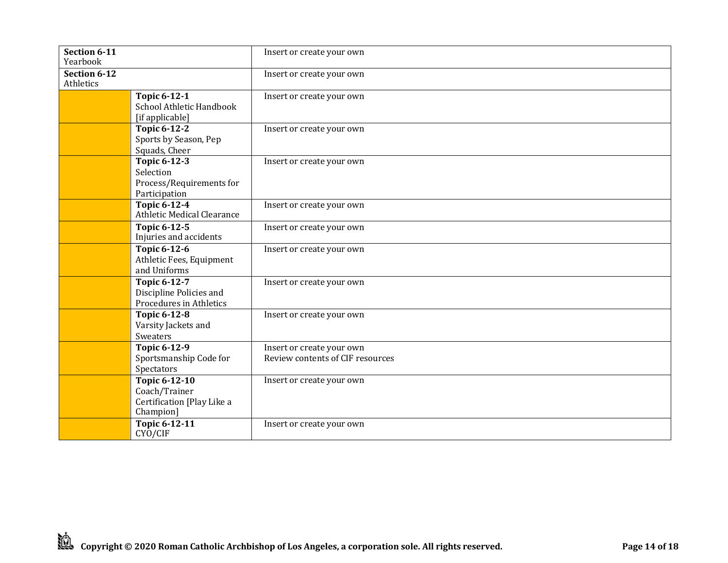| | | |
|---|---|---|
| **Section 6-11** Yearbook | | Insert or create your own |
| **Section 6-12** Athletics | | Insert or create your own |
| | **Topic 6-12-1** School Athletic Handbook [if applicable] | Insert or create your own |
| | **Topic 6-12-2** Sports by Season, Pep Squads, Cheer | Insert or create your own |
| | **Topic 6-12-3** Selection Process/Requirements for Participation | Insert or create your own |
| | **Topic 6-12-4** Athletic Medical Clearance | Insert or create your own |
| | **Topic 6-12-5** Injuries and accidents | Insert or create your own |
| | **Topic 6-12-6** Athletic Fees, Equipment and Uniforms | Insert or create your own |
| | **Topic 6-12-7** Discipline Policies and Procedures in Athletics | Insert or create your own |
| | **Topic 6-12-8** Varsity Jackets and Sweaters | Insert or create your own |
| | **Topic 6-12-9** Sportsmanship Code for Spectators | Insert or create your own<br>Review contents of CIF resources |
| | **Topic 6-12-10** Coach/Trainer Certification [Play Like a Champion] | Insert or create your own |
| | **Topic 6-12-11** CYO/CIF | Insert or create your own |

**Copyright © 2020 Roman Catholic Archbishop of Los Angeles, a corporation sole. All rights reserved.**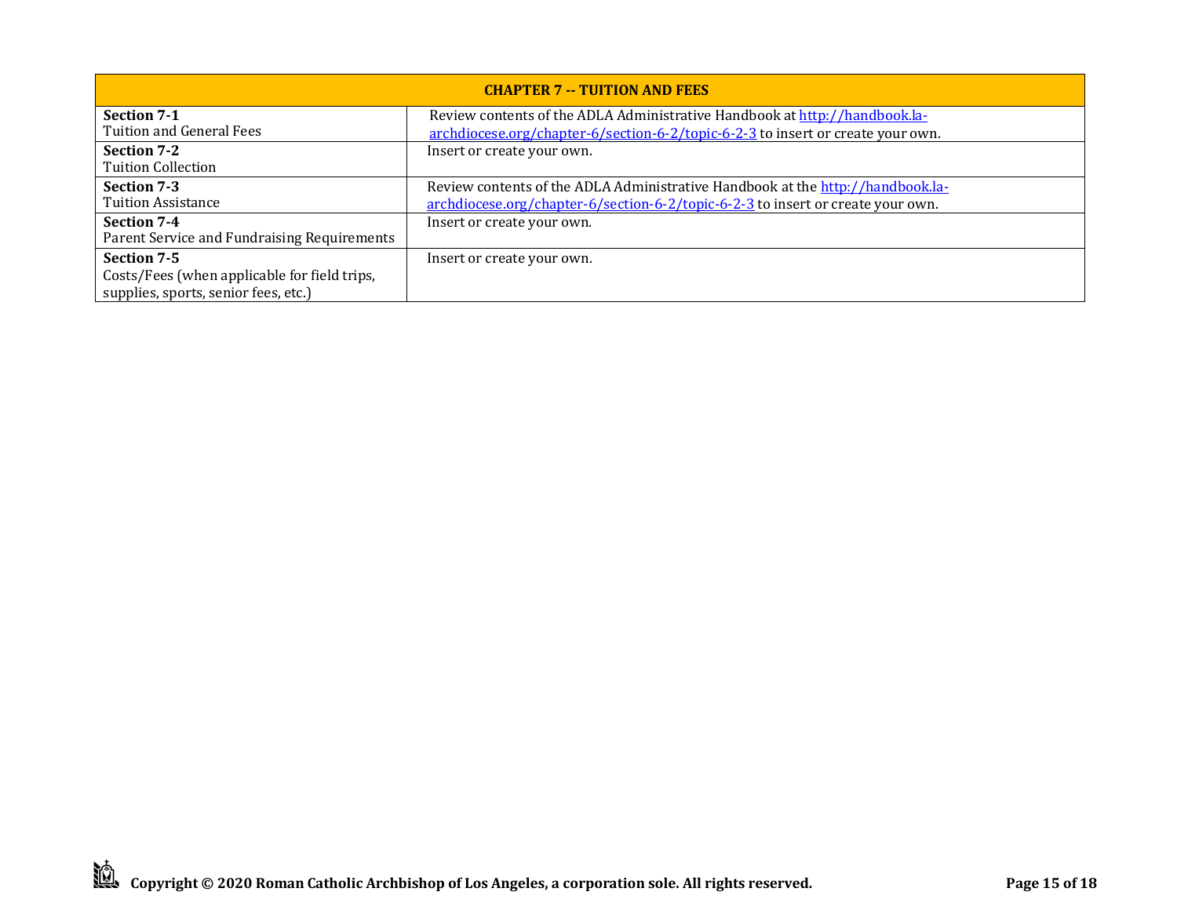| CHAPTER 7 -- TUITION AND FEES | |
|---|---|
| **Section 7-1**<br>Tuition and General Fees | Review contents of the ADLA Administrative Handbook at http://handbook.la-archdiocese.org/chapter-6/section-6-2/topic-6-2-3 to insert or create your own. |
| **Section 7-2**<br>Tuition Collection | Insert or create your own. |
| **Section 7-3**<br>Tuition Assistance | Review contents of the ADLA Administrative Handbook at the http://handbook.la-archdiocese.org/chapter-6/section-6-2/topic-6-2-3 to insert or create your own. |
| **Section 7-4**<br>Parent Service and Fundraising Requirements | Insert or create your own. |
| **Section 7-5**<br>Costs/Fees (when applicable for field trips, supplies, sports, senior fees, etc.) | Insert or create your own. |

**Copyright © 2020 Roman Catholic Archbishop of Los Angeles, a corporation sole. All rights reserved.**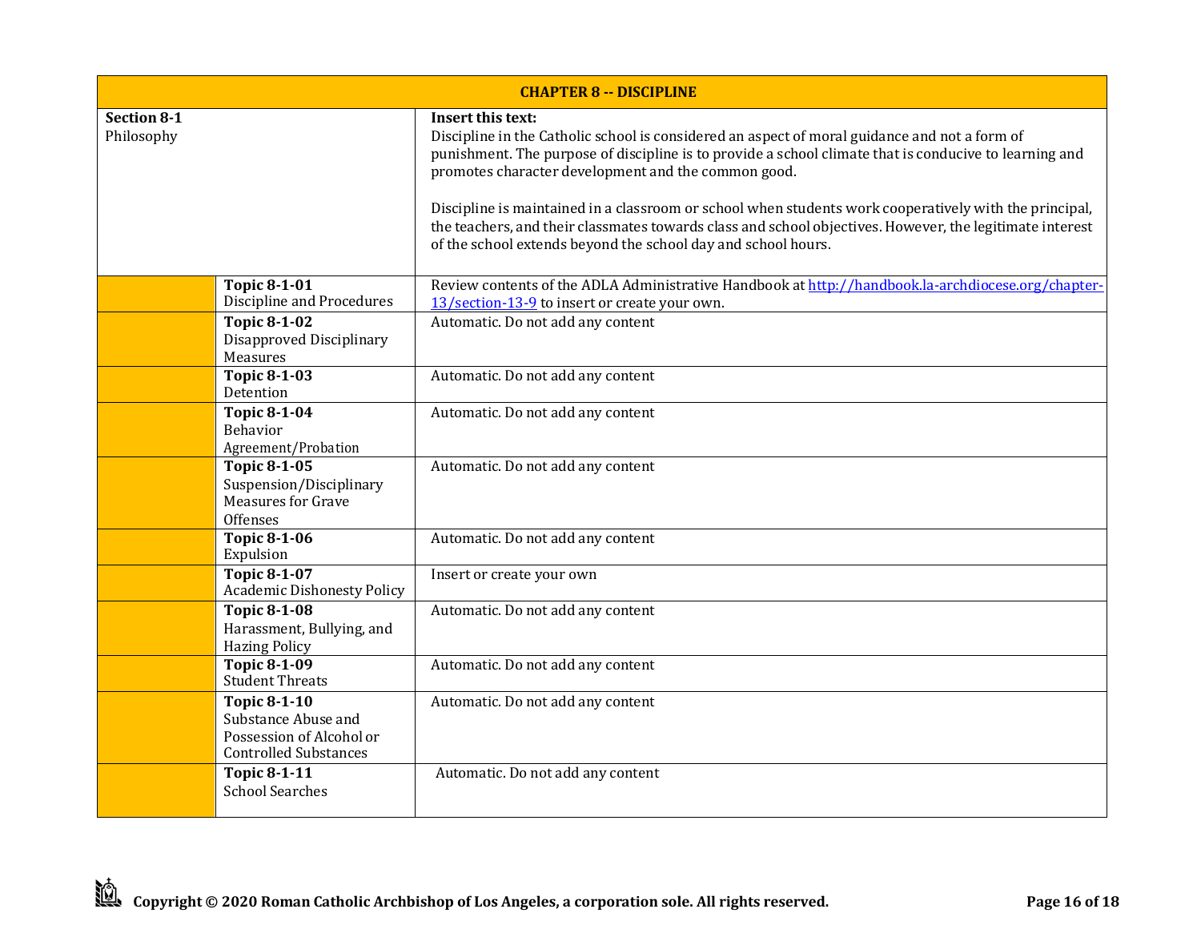| CHAPTER 8 -- DISCIPLINE | | |
|---|---|---|
| **Section 8-1**<br>Philosophy | | **Insert this text:**<br>Discipline in the Catholic school is considered an aspect of moral guidance and not a form of punishment. The purpose of discipline is to provide a school climate that is conducive to learning and promotes character development and the common good.<br><br>Discipline is maintained in a classroom or school when students work cooperatively with the principal, the teachers, and their classmates towards class and school objectives. However, the legitimate interest of the school extends beyond the school day and school hours. |
| | **Topic 8-1-01**<br>Discipline and Procedures | Review contents of the ADLA Administrative Handbook at [http://handbook.la-archdiocese.org/chapter-13/section-13-9](http://handbook.la-archdiocese.org/chapter-13/section-13-9) to insert or create your own. |
| | **Topic 8-1-02**<br>Disapproved Disciplinary Measures | Automatic. Do not add any content |
| | **Topic 8-1-03**<br>Detention | Automatic. Do not add any content |
| | **Topic 8-1-04**<br>Behavior Agreement/Probation | Automatic. Do not add any content |
| | **Topic 8-1-05**<br>Suspension/Disciplinary Measures for Grave Offenses | Automatic. Do not add any content |
| | **Topic 8-1-06**<br>Expulsion | Automatic. Do not add any content |
| | **Topic 8-1-07**<br>Academic Dishonesty Policy | Insert or create your own |
| | **Topic 8-1-08**<br>Harassment, Bullying, and Hazing Policy | Automatic. Do not add any content |
| | **Topic 8-1-09**<br>Student Threats | Automatic. Do not add any content |
| | **Topic 8-1-10**<br>Substance Abuse and Possession of Alcohol or Controlled Substances | Automatic. Do not add any content |
| | **Topic 8-1-11**<br>School Searches | Automatic. Do not add any content |

**Copyright © 2020 Roman Catholic Archbishop of Los Angeles, a corporation sole. All rights reserved.**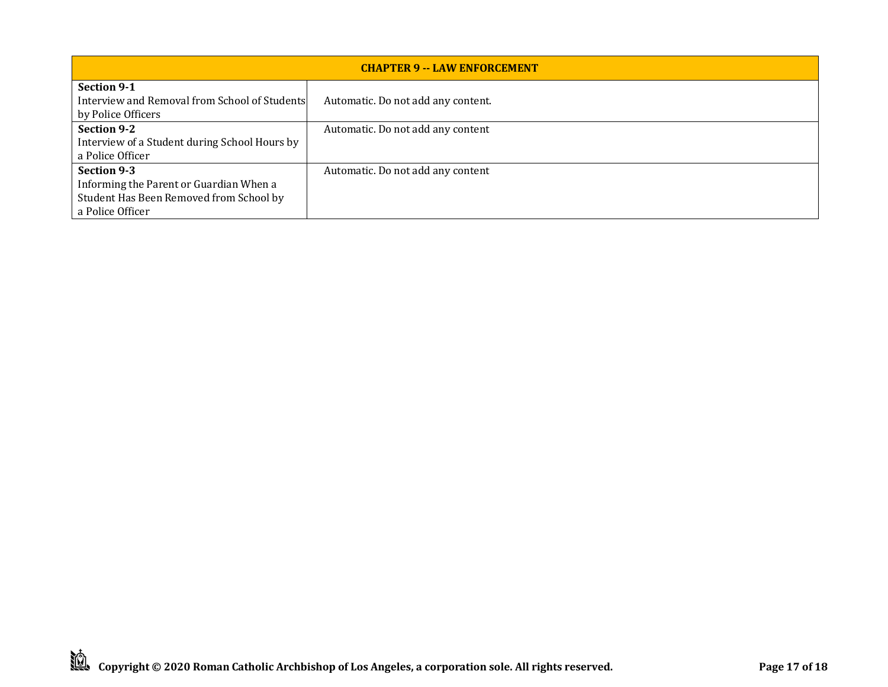| CHAPTER 9 -- LAW ENFORCEMENT | |
|---|---|
| **Section 9-1** Interview and Removal from School of Students by Police Officers | Automatic. Do not add any content. |
| **Section 9-2** Interview of a Student during School Hours by a Police Officer | Automatic. Do not add any content |
| **Section 9-3** Informing the Parent or Guardian When a Student Has Been Removed from School by a Police Officer | Automatic. Do not add any content |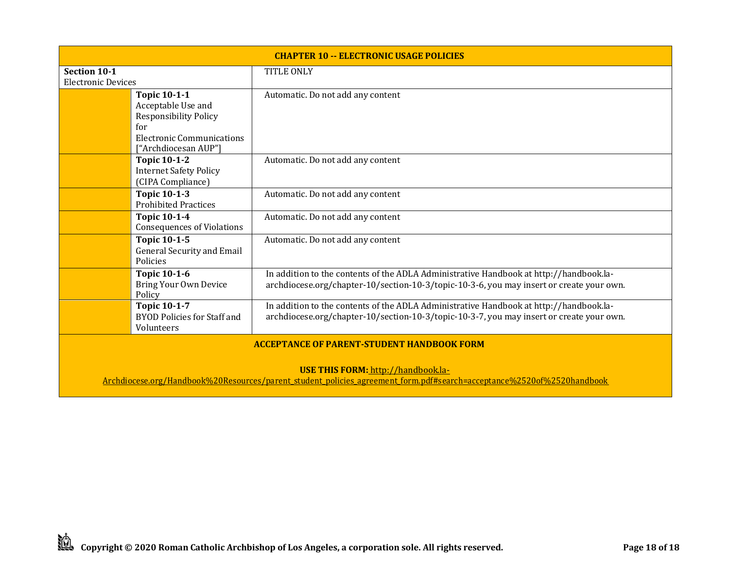| CHAPTER 10 -- ELECTRONIC USAGE POLICIES | | |
|---|---|---|
| **Section 10-1** Electronic Devices | | TITLE ONLY |
| | **Topic 10-1-1** Acceptable Use and Responsibility Policy for Electronic Communications ["Archdiocesan AUP"] | Automatic. Do not add any content |
| | **Topic 10-1-2** Internet Safety Policy (CIPA Compliance) | Automatic. Do not add any content |
| | **Topic 10-1-3** Prohibited Practices | Automatic. Do not add any content |
| | **Topic 10-1-4** Consequences of Violations | Automatic. Do not add any content |
| | **Topic 10-1-5** General Security and Email Policies | Automatic. Do not add any content |
| | **Topic 10-1-6** Bring Your Own Device Policy | In addition to the contents of the ADLA Administrative Handbook at http://handbook.la-archdiocese.org/chapter-10/section-10-3/topic-10-3-6, you may insert or create your own. |
| | **Topic 10-1-7** BYOD Policies for Staff and Volunteers | In addition to the contents of the ADLA Administrative Handbook at http://handbook.la-archdiocese.org/chapter-10/section-10-3/topic-10-3-7, you may insert or create your own. |

**ACCEPTANCE OF PARENT-STUDENT HANDBOOK FORM**

**USE THIS FORM:** http://handbook.la-Archdiocese.org/Handbook%20Resources/parent_student_policies_agreement_form.pdf#search=acceptance%2520of%2520handbook

**Copyright © 2020 Roman Catholic Archbishop of Los Angeles, a corporation sole. All rights reserved.**